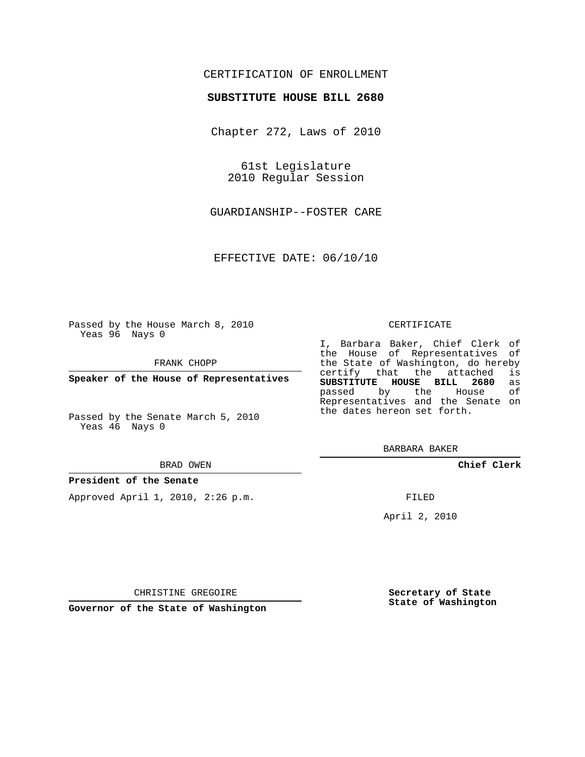CERTIFICATION OF ENROLLMENT

**SUBSTITUTE HOUSE BILL 2680**

Chapter 272, Laws of 2010

61st Legislature
2010 Regular Session

GUARDIANSHIP--FOSTER CARE

EFFECTIVE DATE: 06/10/10

Passed by the House March 8, 2010
Yeas 96 Nays 0

FRANK CHOPP

**Speaker of the House of Representatives**

Passed by the Senate March 5, 2010
Yeas 46 Nays 0

BRAD OWEN

**President of the Senate**

Approved April 1, 2010, 2:26 p.m.

CHRISTINE GREGOIRE

**Governor of the State of Washington**

CERTIFICATE

I, Barbara Baker, Chief Clerk of the House of Representatives of the State of Washington, do hereby certify that the attached is **SUBSTITUTE HOUSE BILL 2680** as passed by the House of Representatives and the Senate on the dates hereon set forth.

BARBARA BAKER

**Chief Clerk**

FILED

April 2, 2010

**Secretary of State**
**State of Washington**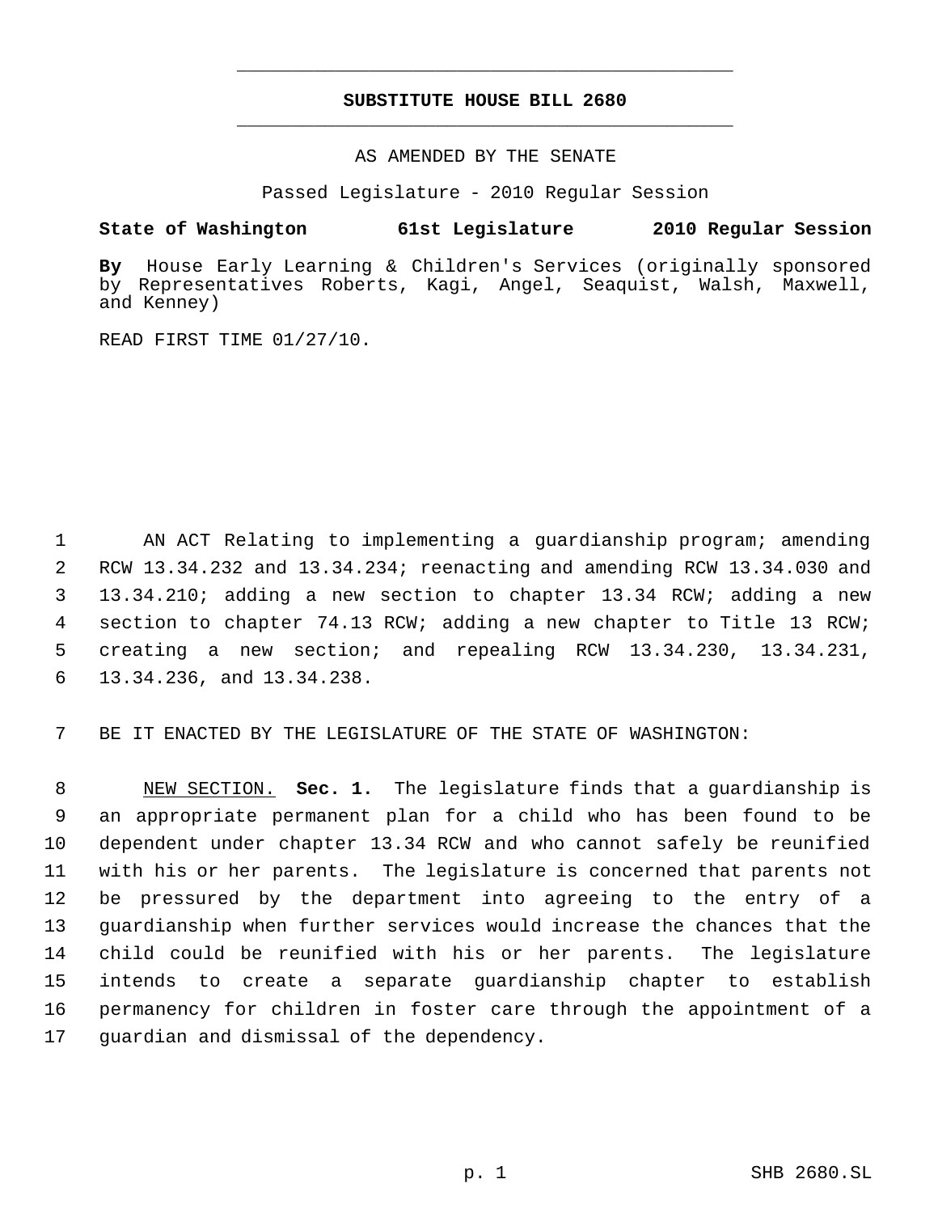# SUBSTITUTE HOUSE BILL 2680

AS AMENDED BY THE SENATE

Passed Legislature - 2010 Regular Session

**State of Washington 61st Legislature 2010 Regular Session**

**By** House Early Learning & Children's Services (originally sponsored by Representatives Roberts, Kagi, Angel, Seaquist, Walsh, Maxwell, and Kenney)

READ FIRST TIME 01/27/10.

AN ACT Relating to implementing a guardianship program; amending RCW 13.34.232 and 13.34.234; reenacting and amending RCW 13.34.030 and 13.34.210; adding a new section to chapter 13.34 RCW; adding a new section to chapter 74.13 RCW; adding a new chapter to Title 13 RCW; creating a new section; and repealing RCW 13.34.230, 13.34.231, 13.34.236, and 13.34.238.

BE IT ENACTED BY THE LEGISLATURE OF THE STATE OF WASHINGTON:

NEW SECTION. **Sec. 1.** The legislature finds that a guardianship is an appropriate permanent plan for a child who has been found to be dependent under chapter 13.34 RCW and who cannot safely be reunified with his or her parents. The legislature is concerned that parents not be pressured by the department into agreeing to the entry of a guardianship when further services would increase the chances that the child could be reunified with his or her parents. The legislature intends to create a separate guardianship chapter to establish permanency for children in foster care through the appointment of a guardian and dismissal of the dependency.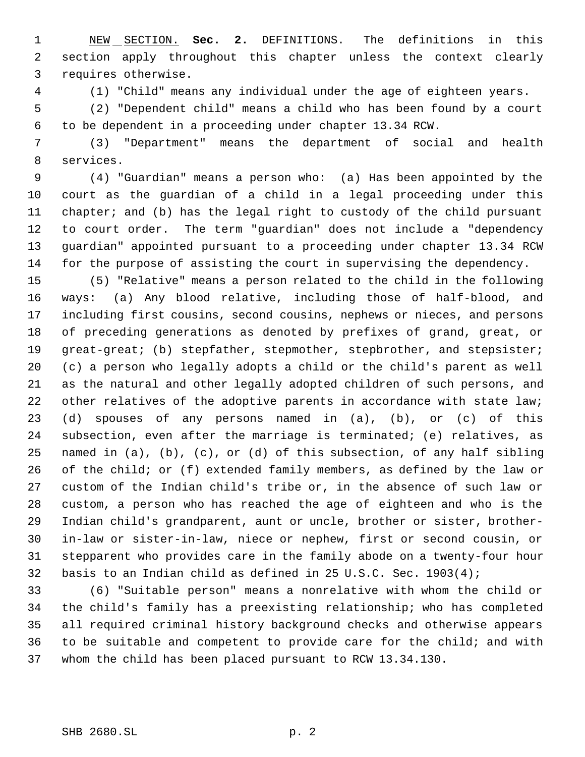<u>NEW SECTION.</u> **Sec. 2.** DEFINITIONS. The definitions in this section apply throughout this chapter unless the context clearly requires otherwise.

(1) "Child" means any individual under the age of eighteen years.

(2) "Dependent child" means a child who has been found by a court to be dependent in a proceeding under chapter 13.34 RCW.

(3) "Department" means the department of social and health services.

(4) "Guardian" means a person who: (a) Has been appointed by the court as the guardian of a child in a legal proceeding under this chapter; and (b) has the legal right to custody of the child pursuant to court order. The term "guardian" does not include a "dependency guardian" appointed pursuant to a proceeding under chapter 13.34 RCW for the purpose of assisting the court in supervising the dependency.

(5) "Relative" means a person related to the child in the following ways: (a) Any blood relative, including those of half-blood, and including first cousins, second cousins, nephews or nieces, and persons of preceding generations as denoted by prefixes of grand, great, or great-great; (b) stepfather, stepmother, stepbrother, and stepsister; (c) a person who legally adopts a child or the child's parent as well as the natural and other legally adopted children of such persons, and other relatives of the adoptive parents in accordance with state law; (d) spouses of any persons named in (a), (b), or (c) of this subsection, even after the marriage is terminated; (e) relatives, as named in (a), (b), (c), or (d) of this subsection, of any half sibling of the child; or (f) extended family members, as defined by the law or custom of the Indian child's tribe or, in the absence of such law or custom, a person who has reached the age of eighteen and who is the Indian child's grandparent, aunt or uncle, brother or sister, brother-in-law or sister-in-law, niece or nephew, first or second cousin, or stepparent who provides care in the family abode on a twenty-four hour basis to an Indian child as defined in 25 U.S.C. Sec. 1903(4);

(6) "Suitable person" means a nonrelative with whom the child or the child's family has a preexisting relationship; who has completed all required criminal history background checks and otherwise appears to be suitable and competent to provide care for the child; and with whom the child has been placed pursuant to RCW 13.34.130.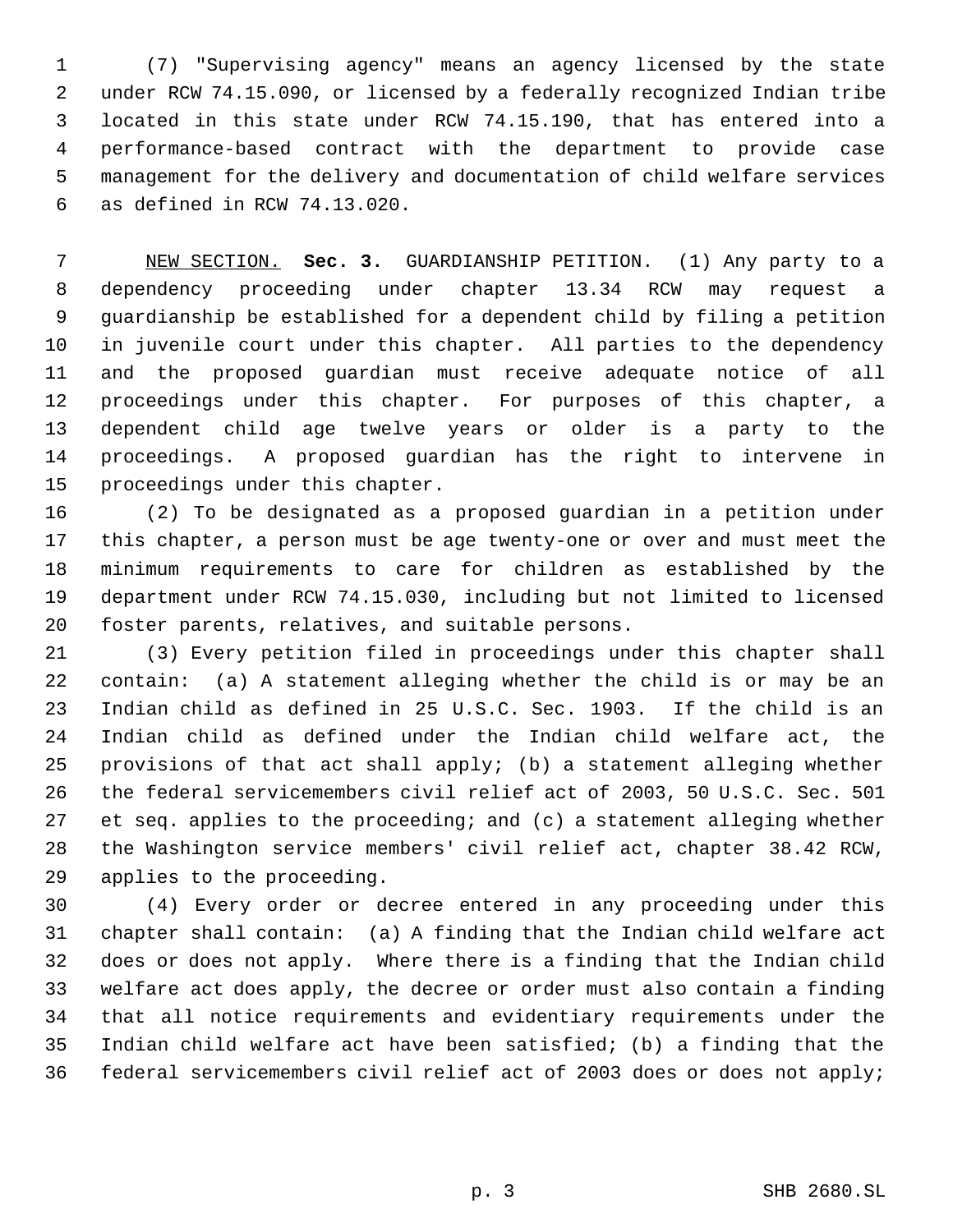(7) "Supervising agency" means an agency licensed by the state under RCW 74.15.090, or licensed by a federally recognized Indian tribe located in this state under RCW 74.15.190, that has entered into a performance-based contract with the department to provide case management for the delivery and documentation of child welfare services as defined in RCW 74.13.020.

NEW SECTION. **Sec. 3.** GUARDIANSHIP PETITION. (1) Any party to a dependency proceeding under chapter 13.34 RCW may request a guardianship be established for a dependent child by filing a petition in juvenile court under this chapter. All parties to the dependency and the proposed guardian must receive adequate notice of all proceedings under this chapter. For purposes of this chapter, a dependent child age twelve years or older is a party to the proceedings. A proposed guardian has the right to intervene in proceedings under this chapter.

(2) To be designated as a proposed guardian in a petition under this chapter, a person must be age twenty-one or over and must meet the minimum requirements to care for children as established by the department under RCW 74.15.030, including but not limited to licensed foster parents, relatives, and suitable persons.

(3) Every petition filed in proceedings under this chapter shall contain: (a) A statement alleging whether the child is or may be an Indian child as defined in 25 U.S.C. Sec. 1903. If the child is an Indian child as defined under the Indian child welfare act, the provisions of that act shall apply; (b) a statement alleging whether the federal servicemembers civil relief act of 2003, 50 U.S.C. Sec. 501 et seq. applies to the proceeding; and (c) a statement alleging whether the Washington service members' civil relief act, chapter 38.42 RCW, applies to the proceeding.

(4) Every order or decree entered in any proceeding under this chapter shall contain: (a) A finding that the Indian child welfare act does or does not apply. Where there is a finding that the Indian child welfare act does apply, the decree or order must also contain a finding that all notice requirements and evidentiary requirements under the Indian child welfare act have been satisfied; (b) a finding that the federal servicemembers civil relief act of 2003 does or does not apply;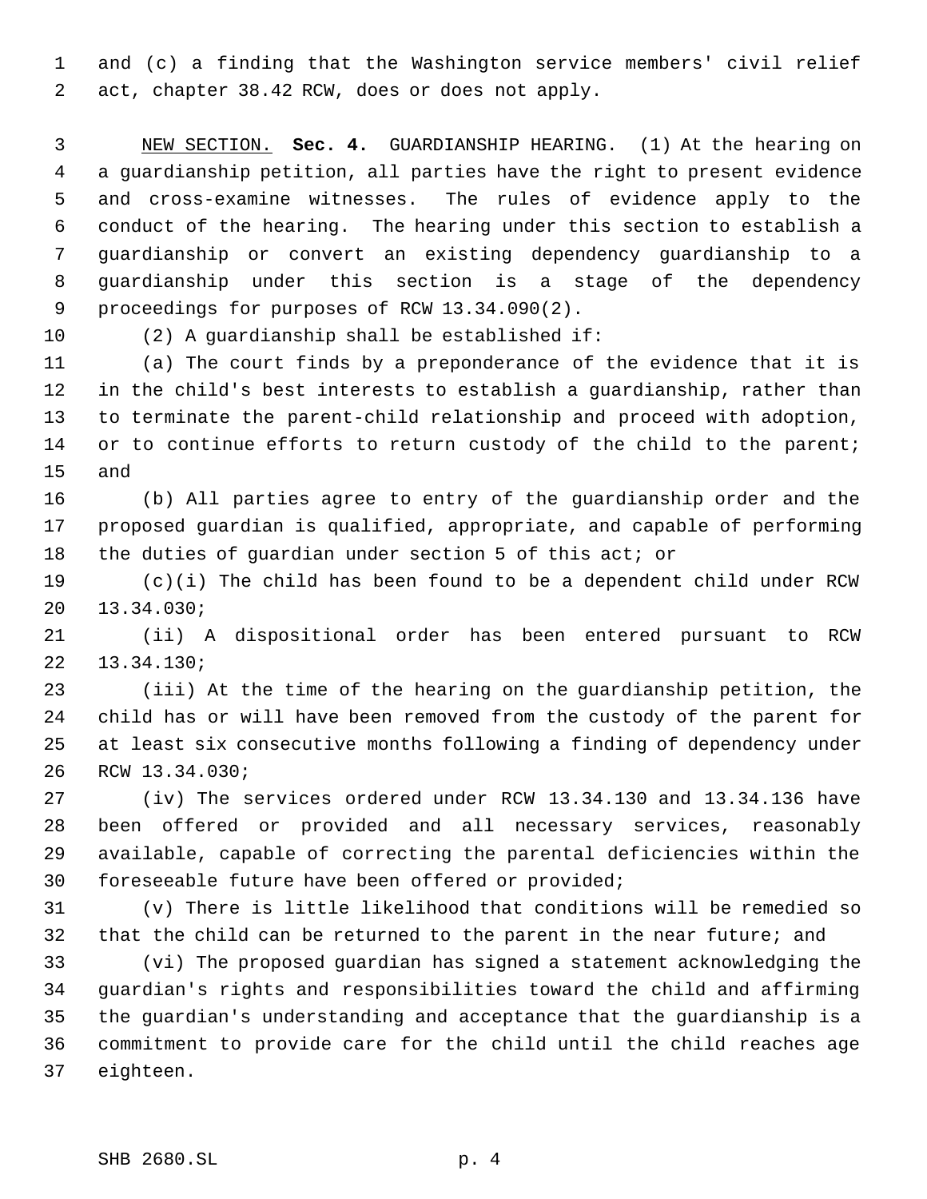and (c) a finding that the Washington service members' civil relief act, chapter 38.42 RCW, does or does not apply.

NEW SECTION. **Sec. 4.** GUARDIANSHIP HEARING. (1) At the hearing on a guardianship petition, all parties have the right to present evidence and cross-examine witnesses. The rules of evidence apply to the conduct of the hearing. The hearing under this section to establish a guardianship or convert an existing dependency guardianship to a guardianship under this section is a stage of the dependency proceedings for purposes of RCW 13.34.090(2).

(2) A guardianship shall be established if:

(a) The court finds by a preponderance of the evidence that it is in the child's best interests to establish a guardianship, rather than to terminate the parent-child relationship and proceed with adoption, or to continue efforts to return custody of the child to the parent; and

(b) All parties agree to entry of the guardianship order and the proposed guardian is qualified, appropriate, and capable of performing the duties of guardian under section 5 of this act; or

(c)(i) The child has been found to be a dependent child under RCW 13.34.030;

(ii) A dispositional order has been entered pursuant to RCW 13.34.130;

(iii) At the time of the hearing on the guardianship petition, the child has or will have been removed from the custody of the parent for at least six consecutive months following a finding of dependency under RCW 13.34.030;

(iv) The services ordered under RCW 13.34.130 and 13.34.136 have been offered or provided and all necessary services, reasonably available, capable of correcting the parental deficiencies within the foreseeable future have been offered or provided;

(v) There is little likelihood that conditions will be remedied so that the child can be returned to the parent in the near future; and

(vi) The proposed guardian has signed a statement acknowledging the guardian's rights and responsibilities toward the child and affirming the guardian's understanding and acceptance that the guardianship is a commitment to provide care for the child until the child reaches age eighteen.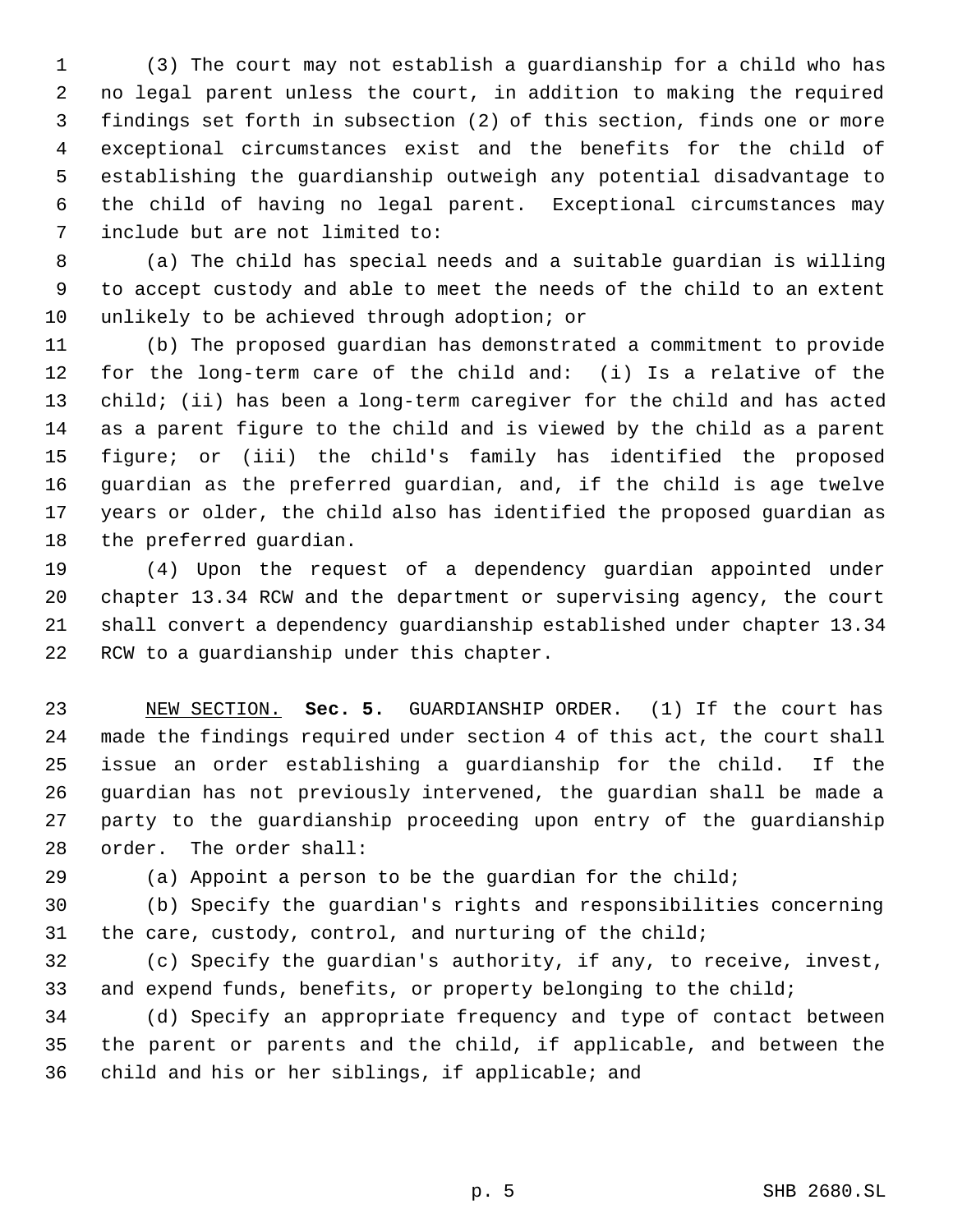(3) The court may not establish a guardianship for a child who has no legal parent unless the court, in addition to making the required findings set forth in subsection (2) of this section, finds one or more exceptional circumstances exist and the benefits for the child of establishing the guardianship outweigh any potential disadvantage to the child of having no legal parent. Exceptional circumstances may include but are not limited to:

(a) The child has special needs and a suitable guardian is willing to accept custody and able to meet the needs of the child to an extent unlikely to be achieved through adoption; or

(b) The proposed guardian has demonstrated a commitment to provide for the long-term care of the child and: (i) Is a relative of the child; (ii) has been a long-term caregiver for the child and has acted as a parent figure to the child and is viewed by the child as a parent figure; or (iii) the child's family has identified the proposed guardian as the preferred guardian, and, if the child is age twelve years or older, the child also has identified the proposed guardian as the preferred guardian.

(4) Upon the request of a dependency guardian appointed under chapter 13.34 RCW and the department or supervising agency, the court shall convert a dependency guardianship established under chapter 13.34 RCW to a guardianship under this chapter.

NEW SECTION. **Sec. 5.** GUARDIANSHIP ORDER. (1) If the court has made the findings required under section 4 of this act, the court shall issue an order establishing a guardianship for the child. If the guardian has not previously intervened, the guardian shall be made a party to the guardianship proceeding upon entry of the guardianship order. The order shall:

(a) Appoint a person to be the guardian for the child;

(b) Specify the guardian's rights and responsibilities concerning the care, custody, control, and nurturing of the child;

(c) Specify the guardian's authority, if any, to receive, invest, and expend funds, benefits, or property belonging to the child;

(d) Specify an appropriate frequency and type of contact between the parent or parents and the child, if applicable, and between the child and his or her siblings, if applicable; and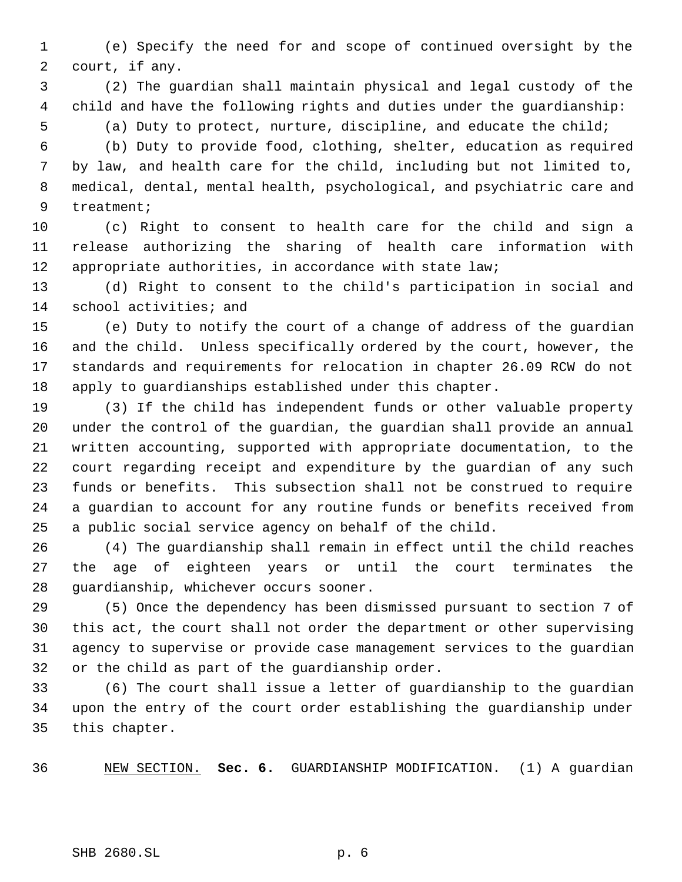(e) Specify the need for and scope of continued oversight by the court, if any.

(2) The guardian shall maintain physical and legal custody of the child and have the following rights and duties under the guardianship:

(a) Duty to protect, nurture, discipline, and educate the child;

(b) Duty to provide food, clothing, shelter, education as required by law, and health care for the child, including but not limited to, medical, dental, mental health, psychological, and psychiatric care and treatment;

(c) Right to consent to health care for the child and sign a release authorizing the sharing of health care information with appropriate authorities, in accordance with state law;

(d) Right to consent to the child's participation in social and school activities; and

(e) Duty to notify the court of a change of address of the guardian and the child. Unless specifically ordered by the court, however, the standards and requirements for relocation in chapter 26.09 RCW do not apply to guardianships established under this chapter.

(3) If the child has independent funds or other valuable property under the control of the guardian, the guardian shall provide an annual written accounting, supported with appropriate documentation, to the court regarding receipt and expenditure by the guardian of any such funds or benefits. This subsection shall not be construed to require a guardian to account for any routine funds or benefits received from a public social service agency on behalf of the child.

(4) The guardianship shall remain in effect until the child reaches the age of eighteen years or until the court terminates the guardianship, whichever occurs sooner.

(5) Once the dependency has been dismissed pursuant to section 7 of this act, the court shall not order the department or other supervising agency to supervise or provide case management services to the guardian or the child as part of the guardianship order.

(6) The court shall issue a letter of guardianship to the guardian upon the entry of the court order establishing the guardianship under this chapter.

NEW SECTION. **Sec. 6.** GUARDIANSHIP MODIFICATION. (1) A guardian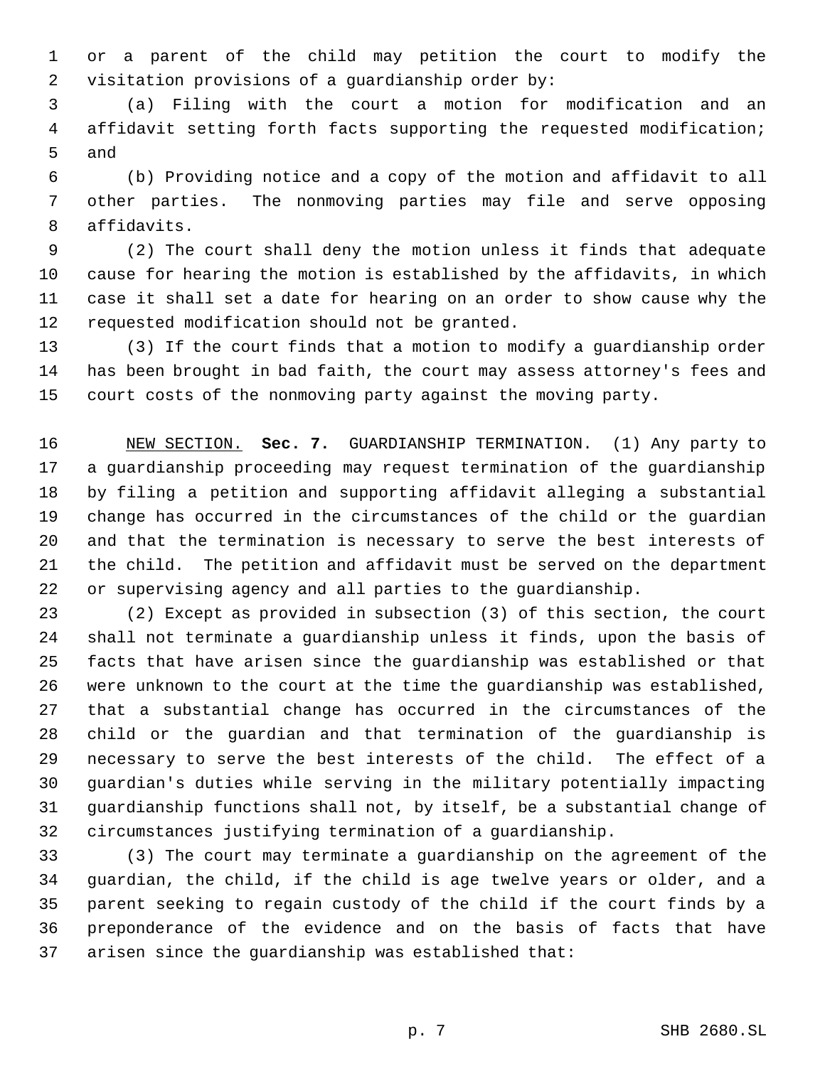or a parent of the child may petition the court to modify the visitation provisions of a guardianship order by:

(a) Filing with the court a motion for modification and an affidavit setting forth facts supporting the requested modification; and

(b) Providing notice and a copy of the motion and affidavit to all other parties. The nonmoving parties may file and serve opposing affidavits.

(2) The court shall deny the motion unless it finds that adequate cause for hearing the motion is established by the affidavits, in which case it shall set a date for hearing on an order to show cause why the requested modification should not be granted.

(3) If the court finds that a motion to modify a guardianship order has been brought in bad faith, the court may assess attorney's fees and court costs of the nonmoving party against the moving party.

NEW SECTION. **Sec. 7.** GUARDIANSHIP TERMINATION. (1) Any party to a guardianship proceeding may request termination of the guardianship by filing a petition and supporting affidavit alleging a substantial change has occurred in the circumstances of the child or the guardian and that the termination is necessary to serve the best interests of the child. The petition and affidavit must be served on the department or supervising agency and all parties to the guardianship.

(2) Except as provided in subsection (3) of this section, the court shall not terminate a guardianship unless it finds, upon the basis of facts that have arisen since the guardianship was established or that were unknown to the court at the time the guardianship was established, that a substantial change has occurred in the circumstances of the child or the guardian and that termination of the guardianship is necessary to serve the best interests of the child. The effect of a guardian's duties while serving in the military potentially impacting guardianship functions shall not, by itself, be a substantial change of circumstances justifying termination of a guardianship.

(3) The court may terminate a guardianship on the agreement of the guardian, the child, if the child is age twelve years or older, and a parent seeking to regain custody of the child if the court finds by a preponderance of the evidence and on the basis of facts that have arisen since the guardianship was established that: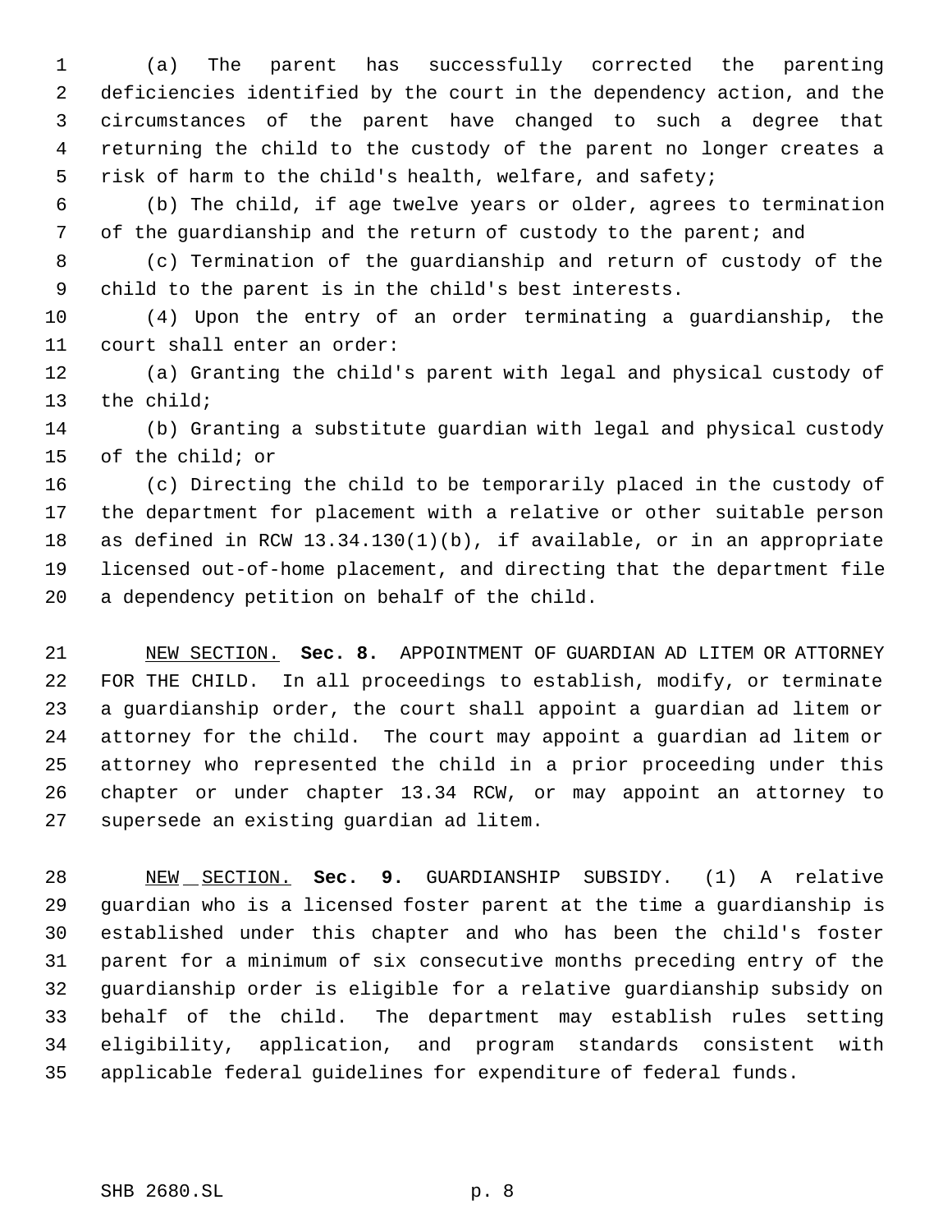(a) The parent has successfully corrected the parenting deficiencies identified by the court in the dependency action, and the circumstances of the parent have changed to such a degree that returning the child to the custody of the parent no longer creates a risk of harm to the child's health, welfare, and safety;

(b) The child, if age twelve years or older, agrees to termination of the guardianship and the return of custody to the parent; and

(c) Termination of the guardianship and return of custody of the child to the parent is in the child's best interests.

(4) Upon the entry of an order terminating a guardianship, the court shall enter an order:

(a) Granting the child's parent with legal and physical custody of the child;

(b) Granting a substitute guardian with legal and physical custody of the child; or

(c) Directing the child to be temporarily placed in the custody of the department for placement with a relative or other suitable person as defined in RCW 13.34.130(1)(b), if available, or in an appropriate licensed out-of-home placement, and directing that the department file a dependency petition on behalf of the child.

NEW SECTION. **Sec. 8.** APPOINTMENT OF GUARDIAN AD LITEM OR ATTORNEY FOR THE CHILD. In all proceedings to establish, modify, or terminate a guardianship order, the court shall appoint a guardian ad litem or attorney for the child. The court may appoint a guardian ad litem or attorney who represented the child in a prior proceeding under this chapter or under chapter 13.34 RCW, or may appoint an attorney to supersede an existing guardian ad litem.

NEW SECTION. **Sec. 9.** GUARDIANSHIP SUBSIDY. (1) A relative guardian who is a licensed foster parent at the time a guardianship is established under this chapter and who has been the child's foster parent for a minimum of six consecutive months preceding entry of the guardianship order is eligible for a relative guardianship subsidy on behalf of the child. The department may establish rules setting eligibility, application, and program standards consistent with applicable federal guidelines for expenditure of federal funds.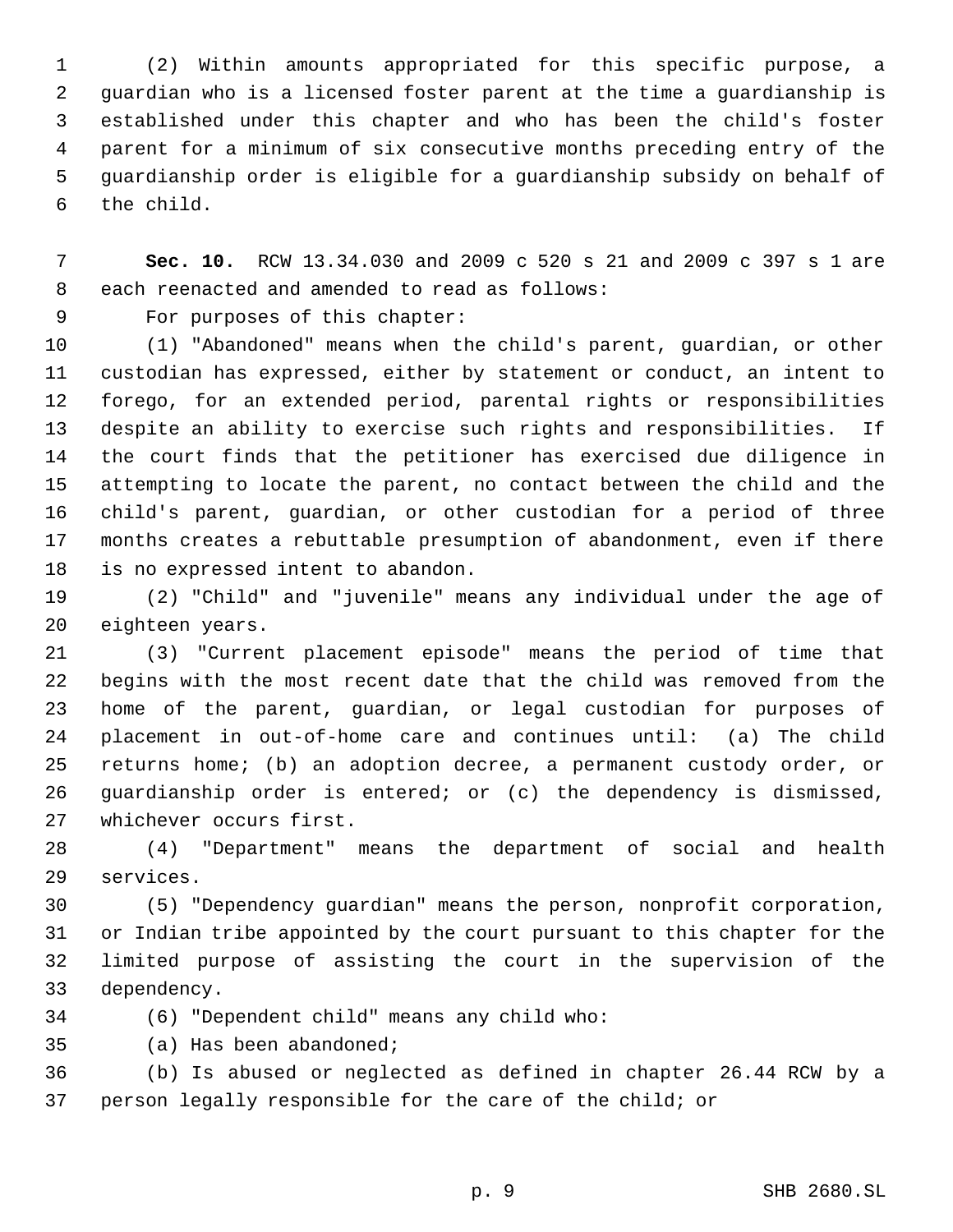(2) Within amounts appropriated for this specific purpose, a guardian who is a licensed foster parent at the time a guardianship is established under this chapter and who has been the child's foster parent for a minimum of six consecutive months preceding entry of the guardianship order is eligible for a guardianship subsidy on behalf of the child.

**Sec. 10.** RCW 13.34.030 and 2009 c 520 s 21 and 2009 c 397 s 1 are each reenacted and amended to read as follows:

For purposes of this chapter:

(1) "Abandoned" means when the child's parent, guardian, or other custodian has expressed, either by statement or conduct, an intent to forego, for an extended period, parental rights or responsibilities despite an ability to exercise such rights and responsibilities. If the court finds that the petitioner has exercised due diligence in attempting to locate the parent, no contact between the child and the child's parent, guardian, or other custodian for a period of three months creates a rebuttable presumption of abandonment, even if there is no expressed intent to abandon.

(2) "Child" and "juvenile" means any individual under the age of eighteen years.

(3) "Current placement episode" means the period of time that begins with the most recent date that the child was removed from the home of the parent, guardian, or legal custodian for purposes of placement in out-of-home care and continues until: (a) The child returns home; (b) an adoption decree, a permanent custody order, or guardianship order is entered; or (c) the dependency is dismissed, whichever occurs first.

(4) "Department" means the department of social and health services.

(5) "Dependency guardian" means the person, nonprofit corporation, or Indian tribe appointed by the court pursuant to this chapter for the limited purpose of assisting the court in the supervision of the dependency.

(6) "Dependent child" means any child who:

(a) Has been abandoned;

(b) Is abused or neglected as defined in chapter 26.44 RCW by a person legally responsible for the care of the child; or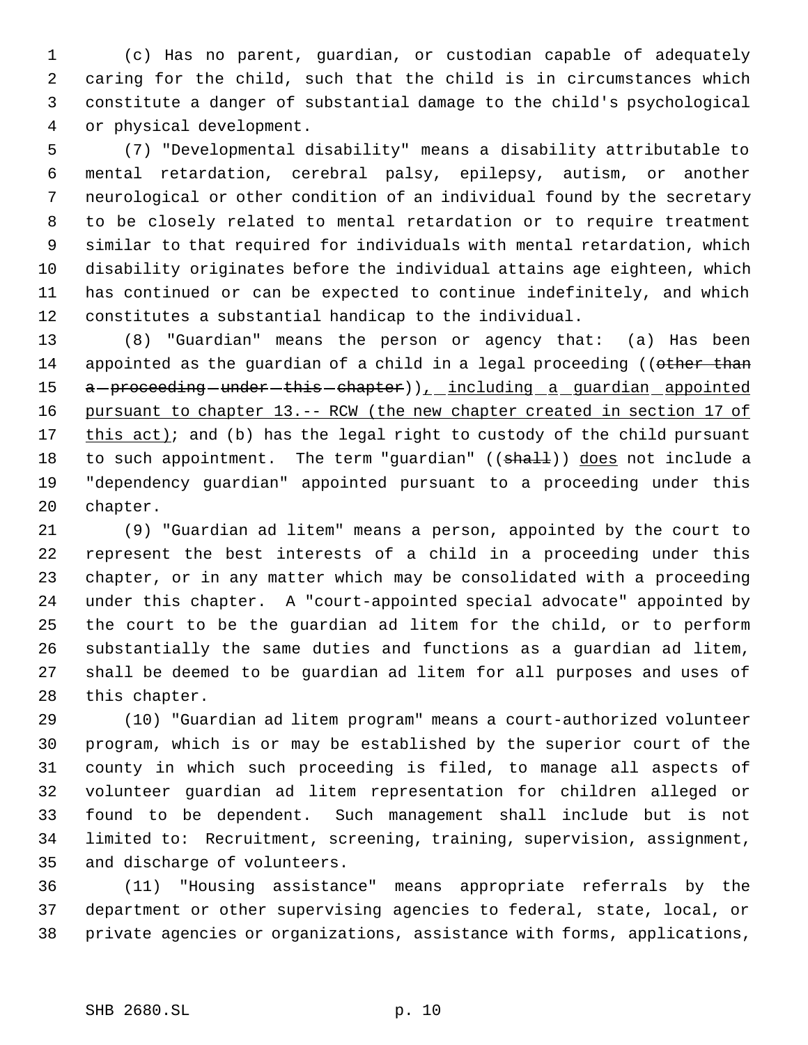(c) Has no parent, guardian, or custodian capable of adequately caring for the child, such that the child is in circumstances which constitute a danger of substantial damage to the child's psychological or physical development.

(7) "Developmental disability" means a disability attributable to mental retardation, cerebral palsy, epilepsy, autism, or another neurological or other condition of an individual found by the secretary to be closely related to mental retardation or to require treatment similar to that required for individuals with mental retardation, which disability originates before the individual attains age eighteen, which has continued or can be expected to continue indefinitely, and which constitutes a substantial handicap to the individual.

(8) "Guardian" means the person or agency that: (a) Has been appointed as the guardian of a child in a legal proceeding ((~~other than a proceeding under this chapter~~)), including a guardian appointed pursuant to chapter 13.-- RCW (the new chapter created in section 17 of this act); and (b) has the legal right to custody of the child pursuant to such appointment. The term "guardian" ((~~shall~~)) does not include a "dependency guardian" appointed pursuant to a proceeding under this chapter.

(9) "Guardian ad litem" means a person, appointed by the court to represent the best interests of a child in a proceeding under this chapter, or in any matter which may be consolidated with a proceeding under this chapter. A "court-appointed special advocate" appointed by the court to be the guardian ad litem for the child, or to perform substantially the same duties and functions as a guardian ad litem, shall be deemed to be guardian ad litem for all purposes and uses of this chapter.

(10) "Guardian ad litem program" means a court-authorized volunteer program, which is or may be established by the superior court of the county in which such proceeding is filed, to manage all aspects of volunteer guardian ad litem representation for children alleged or found to be dependent. Such management shall include but is not limited to: Recruitment, screening, training, supervision, assignment, and discharge of volunteers.

(11) "Housing assistance" means appropriate referrals by the department or other supervising agencies to federal, state, local, or private agencies or organizations, assistance with forms, applications,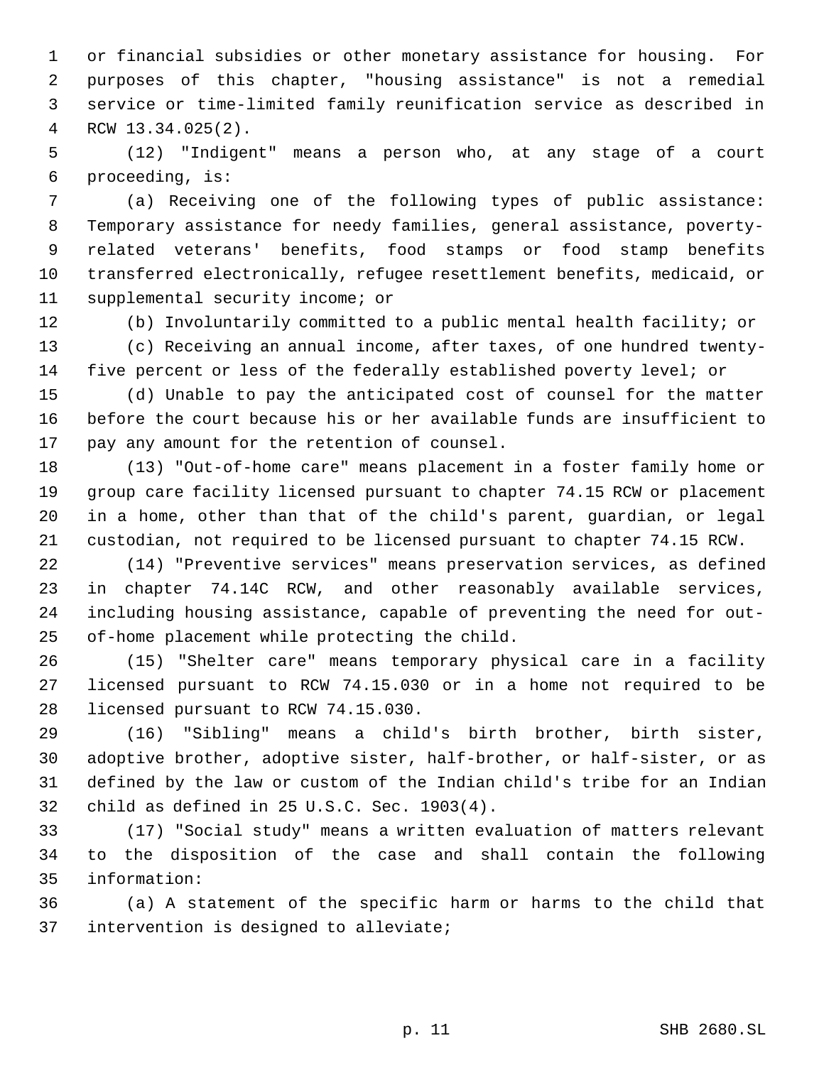or financial subsidies or other monetary assistance for housing. For purposes of this chapter, "housing assistance" is not a remedial service or time-limited family reunification service as described in RCW 13.34.025(2).

(12) "Indigent" means a person who, at any stage of a court proceeding, is:

(a) Receiving one of the following types of public assistance: Temporary assistance for needy families, general assistance, poverty-related veterans' benefits, food stamps or food stamp benefits transferred electronically, refugee resettlement benefits, medicaid, or supplemental security income; or

(b) Involuntarily committed to a public mental health facility; or

(c) Receiving an annual income, after taxes, of one hundred twenty-five percent or less of the federally established poverty level; or

(d) Unable to pay the anticipated cost of counsel for the matter before the court because his or her available funds are insufficient to pay any amount for the retention of counsel.

(13) "Out-of-home care" means placement in a foster family home or group care facility licensed pursuant to chapter 74.15 RCW or placement in a home, other than that of the child's parent, guardian, or legal custodian, not required to be licensed pursuant to chapter 74.15 RCW.

(14) "Preventive services" means preservation services, as defined in chapter 74.14C RCW, and other reasonably available services, including housing assistance, capable of preventing the need for out-of-home placement while protecting the child.

(15) "Shelter care" means temporary physical care in a facility licensed pursuant to RCW 74.15.030 or in a home not required to be licensed pursuant to RCW 74.15.030.

(16) "Sibling" means a child's birth brother, birth sister, adoptive brother, adoptive sister, half-brother, or half-sister, or as defined by the law or custom of the Indian child's tribe for an Indian child as defined in 25 U.S.C. Sec. 1903(4).

(17) "Social study" means a written evaluation of matters relevant to the disposition of the case and shall contain the following information:

(a) A statement of the specific harm or harms to the child that intervention is designed to alleviate;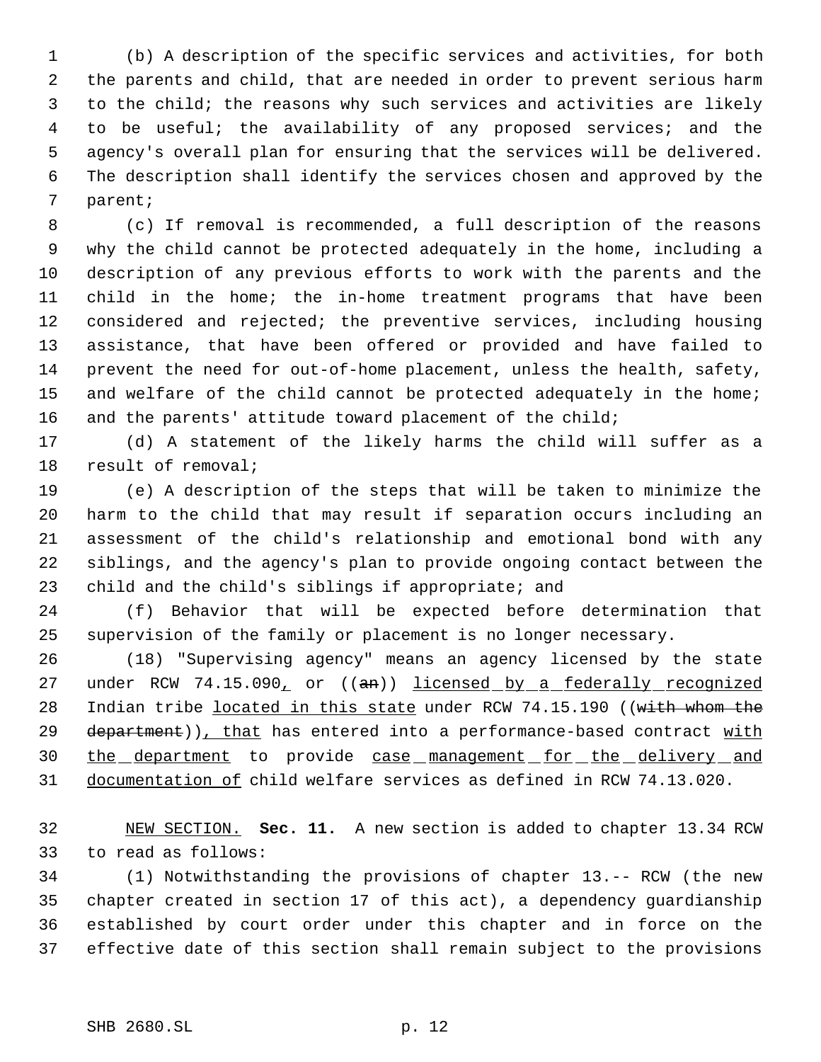(b) A description of the specific services and activities, for both the parents and child, that are needed in order to prevent serious harm to the child; the reasons why such services and activities are likely to be useful; the availability of any proposed services; and the agency's overall plan for ensuring that the services will be delivered. The description shall identify the services chosen and approved by the parent;

(c) If removal is recommended, a full description of the reasons why the child cannot be protected adequately in the home, including a description of any previous efforts to work with the parents and the child in the home; the in-home treatment programs that have been considered and rejected; the preventive services, including housing assistance, that have been offered or provided and have failed to prevent the need for out-of-home placement, unless the health, safety, and welfare of the child cannot be protected adequately in the home; and the parents' attitude toward placement of the child;

(d) A statement of the likely harms the child will suffer as a result of removal;

(e) A description of the steps that will be taken to minimize the harm to the child that may result if separation occurs including an assessment of the child's relationship and emotional bond with any siblings, and the agency's plan to provide ongoing contact between the child and the child's siblings if appropriate; and

(f) Behavior that will be expected before determination that supervision of the family or placement is no longer necessary.

(18) "Supervising agency" means an agency licensed by the state under RCW 74.15.090, or ((~~an~~)) licensed by a federally recognized Indian tribe located in this state under RCW 74.15.190 ((~~with whom the department~~)), that has entered into a performance-based contract with the department to provide case management for the delivery and documentation of child welfare services as defined in RCW 74.13.020.

NEW SECTION. **Sec. 11.** A new section is added to chapter 13.34 RCW to read as follows:

(1) Notwithstanding the provisions of chapter 13.-- RCW (the new chapter created in section 17 of this act), a dependency guardianship established by court order under this chapter and in force on the effective date of this section shall remain subject to the provisions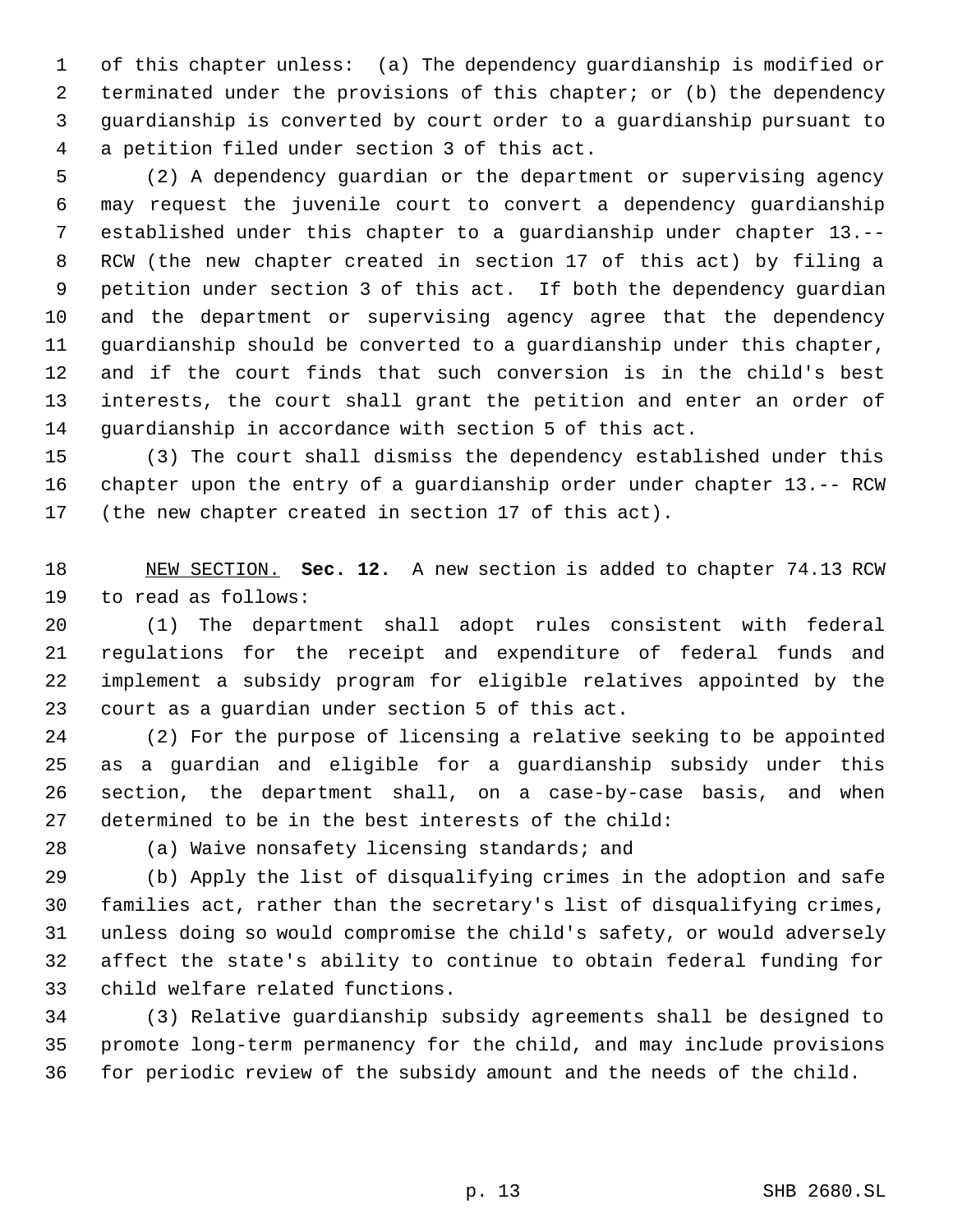of this chapter unless: (a) The dependency guardianship is modified or terminated under the provisions of this chapter; or (b) the dependency guardianship is converted by court order to a guardianship pursuant to a petition filed under section 3 of this act.

(2) A dependency guardian or the department or supervising agency may request the juvenile court to convert a dependency guardianship established under this chapter to a guardianship under chapter 13.-- RCW (the new chapter created in section 17 of this act) by filing a petition under section 3 of this act. If both the dependency guardian and the department or supervising agency agree that the dependency guardianship should be converted to a guardianship under this chapter, and if the court finds that such conversion is in the child's best interests, the court shall grant the petition and enter an order of guardianship in accordance with section 5 of this act.

(3) The court shall dismiss the dependency established under this chapter upon the entry of a guardianship order under chapter 13.-- RCW (the new chapter created in section 17 of this act).

NEW SECTION. **Sec. 12.** A new section is added to chapter 74.13 RCW to read as follows:

(1) The department shall adopt rules consistent with federal regulations for the receipt and expenditure of federal funds and implement a subsidy program for eligible relatives appointed by the court as a guardian under section 5 of this act.

(2) For the purpose of licensing a relative seeking to be appointed as a guardian and eligible for a guardianship subsidy under this section, the department shall, on a case-by-case basis, and when determined to be in the best interests of the child:

(a) Waive nonsafety licensing standards; and

(b) Apply the list of disqualifying crimes in the adoption and safe families act, rather than the secretary's list of disqualifying crimes, unless doing so would compromise the child's safety, or would adversely affect the state's ability to continue to obtain federal funding for child welfare related functions.

(3) Relative guardianship subsidy agreements shall be designed to promote long-term permanency for the child, and may include provisions for periodic review of the subsidy amount and the needs of the child.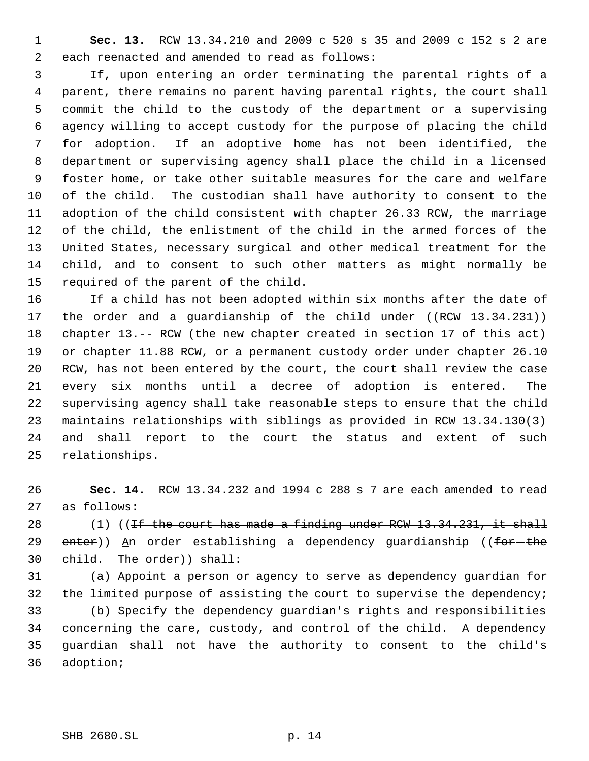**Sec. 13.** RCW 13.34.210 and 2009 c 520 s 35 and 2009 c 152 s 2 are each reenacted and amended to read as follows:

If, upon entering an order terminating the parental rights of a parent, there remains no parent having parental rights, the court shall commit the child to the custody of the department or a supervising agency willing to accept custody for the purpose of placing the child for adoption. If an adoptive home has not been identified, the department or supervising agency shall place the child in a licensed foster home, or take other suitable measures for the care and welfare of the child. The custodian shall have authority to consent to the adoption of the child consistent with chapter 26.33 RCW, the marriage of the child, the enlistment of the child in the armed forces of the United States, necessary surgical and other medical treatment for the child, and to consent to such other matters as might normally be required of the parent of the child.

If a child has not been adopted within six months after the date of the order and a guardianship of the child under ((~~RCW 13.34.231~~)) <u>chapter 13.-- RCW (the new chapter created in section 17 of this act)</u> or chapter 11.88 RCW, or a permanent custody order under chapter 26.10 RCW, has not been entered by the court, the court shall review the case every six months until a decree of adoption is entered. The supervising agency shall take reasonable steps to ensure that the child maintains relationships with siblings as provided in RCW 13.34.130(3) and shall report to the court the status and extent of such relationships.

**Sec. 14.** RCW 13.34.232 and 1994 c 288 s 7 are each amended to read as follows:

(1) ((~~If the court has made a finding under RCW 13.34.231, it shall enter~~)) <u>A</u>n order establishing a dependency guardianship ((~~for the child. The order~~)) shall:

(a) Appoint a person or agency to serve as dependency guardian for the limited purpose of assisting the court to supervise the dependency;

(b) Specify the dependency guardian's rights and responsibilities concerning the care, custody, and control of the child. A dependency guardian shall not have the authority to consent to the child's adoption;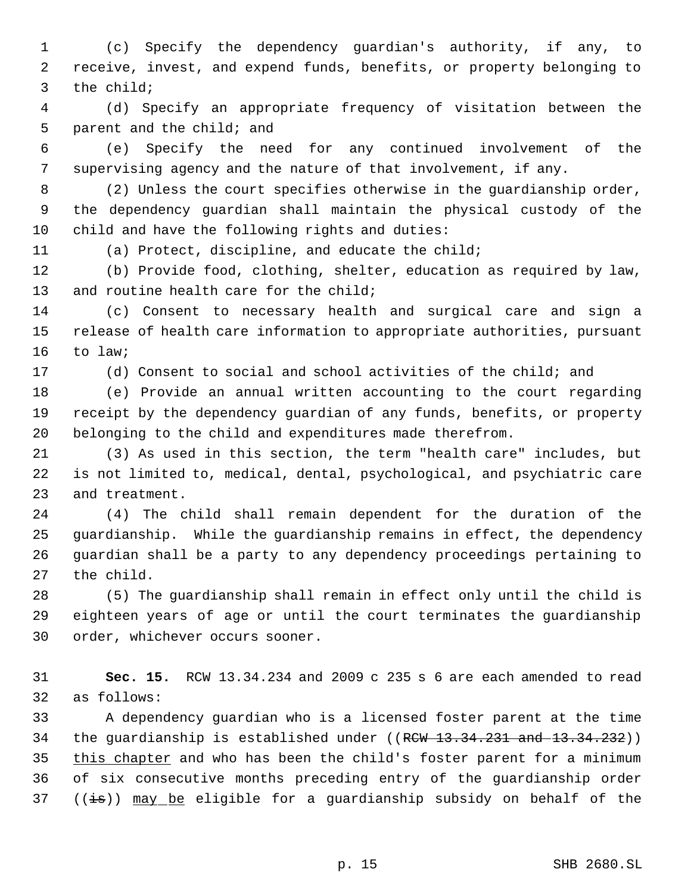(c) Specify the dependency guardian's authority, if any, to receive, invest, and expend funds, benefits, or property belonging to the child;

(d) Specify an appropriate frequency of visitation between the parent and the child; and

(e) Specify the need for any continued involvement of the supervising agency and the nature of that involvement, if any.

(2) Unless the court specifies otherwise in the guardianship order, the dependency guardian shall maintain the physical custody of the child and have the following rights and duties:

(a) Protect, discipline, and educate the child;

(b) Provide food, clothing, shelter, education as required by law, and routine health care for the child;

(c) Consent to necessary health and surgical care and sign a release of health care information to appropriate authorities, pursuant to law;

(d) Consent to social and school activities of the child; and

(e) Provide an annual written accounting to the court regarding receipt by the dependency guardian of any funds, benefits, or property belonging to the child and expenditures made therefrom.

(3) As used in this section, the term "health care" includes, but is not limited to, medical, dental, psychological, and psychiatric care and treatment.

(4) The child shall remain dependent for the duration of the guardianship. While the guardianship remains in effect, the dependency guardian shall be a party to any dependency proceedings pertaining to the child.

(5) The guardianship shall remain in effect only until the child is eighteen years of age or until the court terminates the guardianship order, whichever occurs sooner.

**Sec. 15.** RCW 13.34.234 and 2009 c 235 s 6 are each amended to read as follows:

A dependency guardian who is a licensed foster parent at the time the guardianship is established under ((~~RCW 13.34.231 and 13.34.232~~)) <u>this chapter</u> and who has been the child's foster parent for a minimum of six consecutive months preceding entry of the guardianship order ((~~is~~)) <u>may be</u> eligible for a guardianship subsidy on behalf of the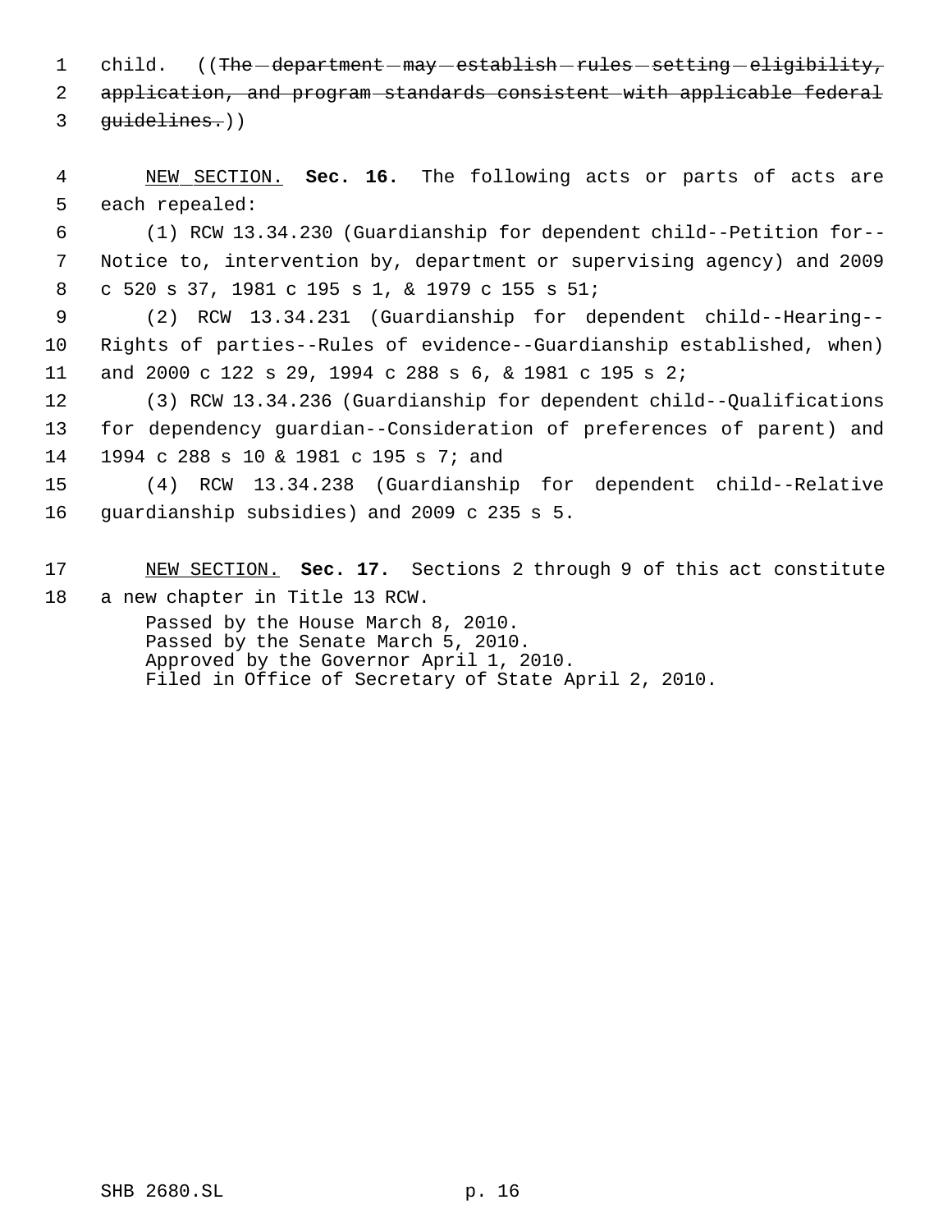child. ((~~The department may establish rules setting eligibility, application, and program standards consistent with applicable federal guidelines.~~))

NEW SECTION. **Sec. 16.** The following acts or parts of acts are each repealed:

(1) RCW 13.34.230 (Guardianship for dependent child--Petition for--Notice to, intervention by, department or supervising agency) and 2009 c 520 s 37, 1981 c 195 s 1, & 1979 c 155 s 51;

(2) RCW 13.34.231 (Guardianship for dependent child--Hearing--Rights of parties--Rules of evidence--Guardianship established, when) and 2000 c 122 s 29, 1994 c 288 s 6, & 1981 c 195 s 2;

(3) RCW 13.34.236 (Guardianship for dependent child--Qualifications for dependency guardian--Consideration of preferences of parent) and 1994 c 288 s 10 & 1981 c 195 s 7; and

(4) RCW 13.34.238 (Guardianship for dependent child--Relative guardianship subsidies) and 2009 c 235 s 5.

NEW SECTION. **Sec. 17.** Sections 2 through 9 of this act constitute a new chapter in Title 13 RCW.

Passed by the House March 8, 2010.
Passed by the Senate March 5, 2010.
Approved by the Governor April 1, 2010.
Filed in Office of Secretary of State April 2, 2010.